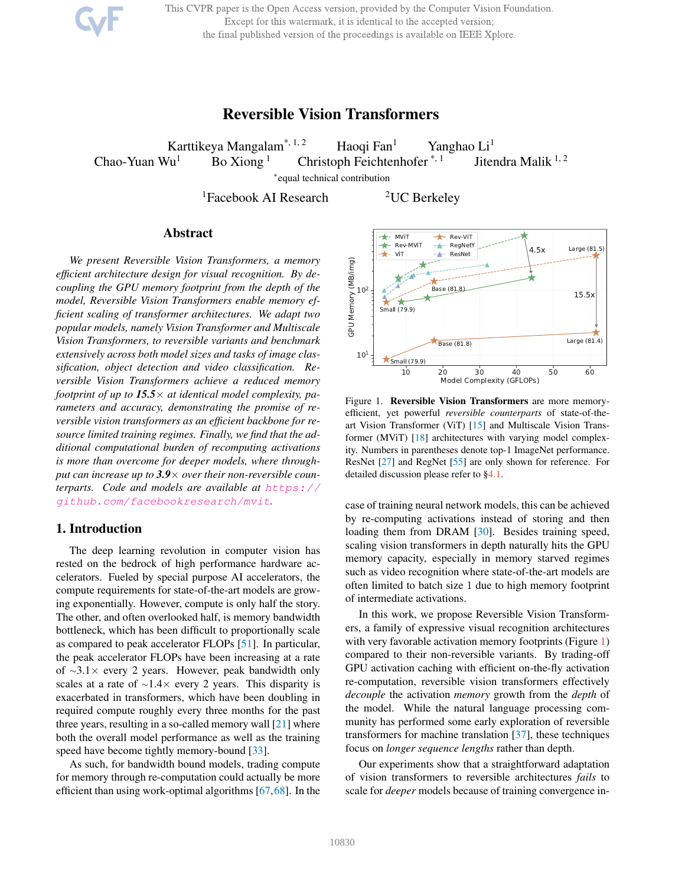# Reversible Vision Transformers

Karttikeya Mangalam[*, 1, 2] Haoqi Fan[1] Yanghao Li[1]
Chao-Yuan Wu[1] Bo Xiong[1] Christoph Feichtenhofer[*, 1] Jitendra Malik[1, 2]

[*]equal technical contribution

[1]Facebook AI Research [2]UC Berkeley

## Abstract

*We present Reversible Vision Transformers, a memory efficient architecture design for visual recognition. By decoupling the GPU memory footprint from the depth of the model, Reversible Vision Transformers enable memory efficient scaling of transformer architectures. We adapt two popular models, namely Vision Transformer and Multiscale Vision Transformers, to reversible variants and benchmark extensively across both model sizes and tasks of image classification, object detection and video classification. Reversible Vision Transformers achieve a reduced memory footprint of up to **15.5**× at identical model complexity, parameters and accuracy, demonstrating the promise of reversible vision transformers as an efficient backbone for resource limited training regimes. Finally, we find that the additional computational burden of recomputing activations is more than overcome for deeper models, where throughput can increase up to **3.9**× over their non-reversible counterparts. Code and models are available at https://github.com/facebookresearch/mvit.*

Figure 1. **Reversible Vision Transformers** are more memory-efficient, yet powerful *reversible counterparts* of state-of-the-art Vision Transformer (ViT) [15] and Multiscale Vision Transformer (MViT) [18] architectures with varying model complexity. Numbers in parentheses denote top-1 ImageNet performance. ResNet [27] and RegNet [55] are only shown for reference. For detailed discussion please refer to §4.1.

## 1. Introduction

The deep learning revolution in computer vision has rested on the bedrock of high performance hardware accelerators. Fueled by special purpose AI accelerators, the compute requirements for state-of-the-art models are growing exponentially. However, compute is only half the story. The other, and often overlooked half, is memory bandwidth bottleneck, which has been difficult to proportionally scale as compared to peak accelerator FLOPs [51]. In particular, the peak accelerator FLOPs have been increasing at a rate of ∼3.1× every 2 years. However, peak bandwidth only scales at a rate of ∼1.4× every 2 years. This disparity is exacerbated in transformers, which have been doubling in required compute roughly every three months for the past three years, resulting in a so-called memory wall [21] where both the overall model performance as well as the training speed have become tightly memory-bound [33].

As such, for bandwidth bound models, trading compute for memory through re-computation could actually be more efficient than using work-optimal algorithms [67,68]. In the case of training neural network models, this can be achieved by re-computing activations instead of storing and then loading them from DRAM [30]. Besides training speed, scaling vision transformers in depth naturally hits the GPU memory capacity, especially in memory starved regimes such as video recognition where state-of-the-art models are often limited to batch size 1 due to high memory footprint of intermediate activations.

In this work, we propose Reversible Vision Transformers, a family of expressive visual recognition architectures with very favorable activation memory footprints (Figure 1) compared to their non-reversible variants. By trading-off GPU activation caching with efficient on-the-fly activation re-computation, reversible vision transformers effectively *decouple* the activation *memory* growth from the *depth* of the model. While the natural language processing community has performed some early exploration of reversible transformers for machine translation [37], these techniques focus on *longer sequence lengths* rather than depth.

Our experiments show that a straightforward adaptation of vision transformers to reversible architectures *fails* to scale for *deeper* models because of training convergence in-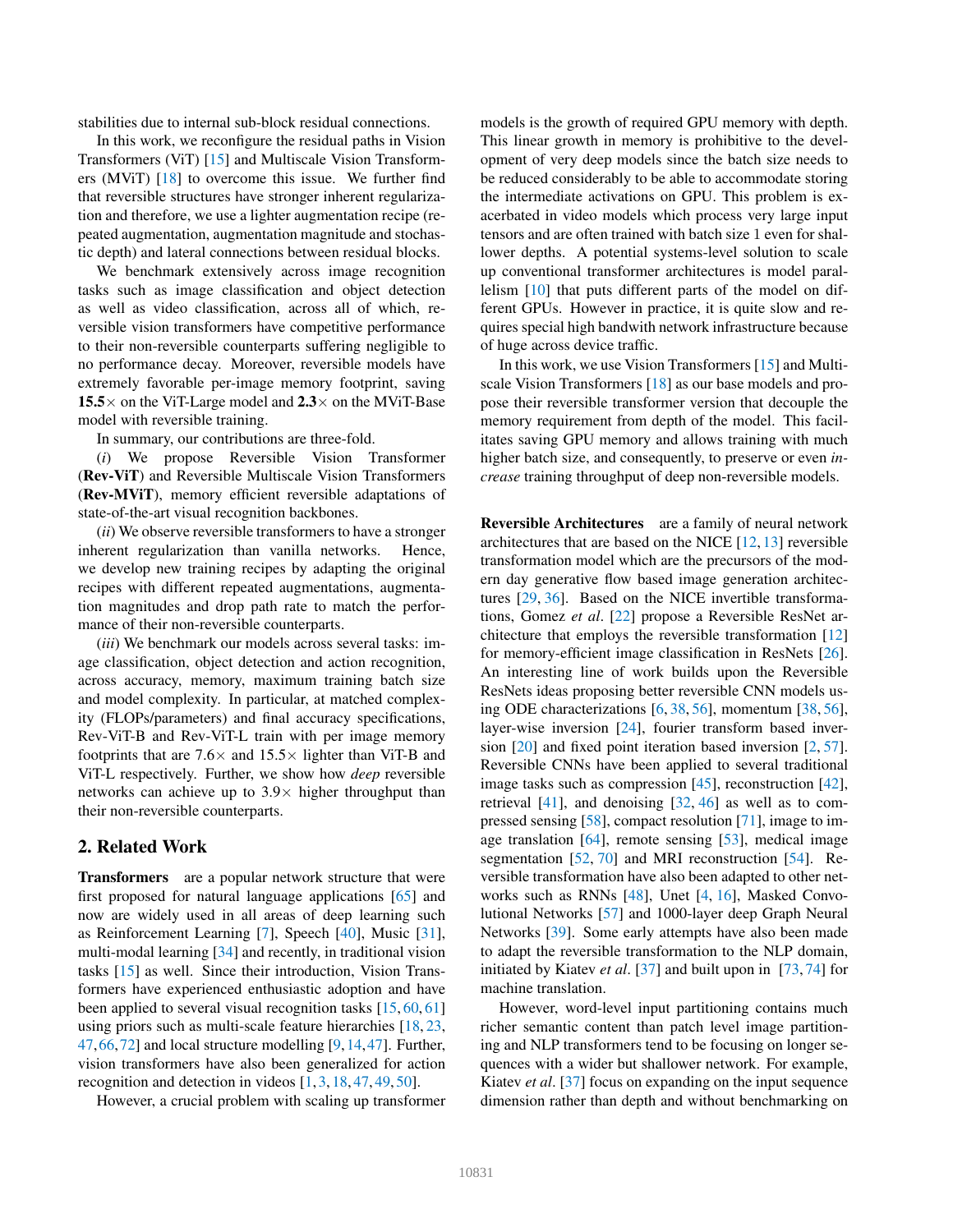stabilities due to internal sub-block residual connections.

In this work, we reconfigure the residual paths in Vision Transformers (ViT) [15] and Multiscale Vision Transformers (MViT) [18] to overcome this issue. We further find that reversible structures have stronger inherent regularization and therefore, we use a lighter augmentation recipe (repeated augmentation, augmentation magnitude and stochastic depth) and lateral connections between residual blocks.

We benchmark extensively across image recognition tasks such as image classification and object detection as well as video classification, across all of which, reversible vision transformers have competitive performance to their non-reversible counterparts suffering negligible to no performance decay. Moreover, reversible models have extremely favorable per-image memory footprint, saving **15.5**× on the ViT-Large model and **2.3**× on the MViT-Base model with reversible training.

In summary, our contributions are three-fold.

(*i*) We propose Reversible Vision Transformer (**Rev-ViT**) and Reversible Multiscale Vision Transformers (**Rev-MViT**), memory efficient reversible adaptations of state-of-the-art visual recognition backbones.

(*ii*) We observe reversible transformers to have a stronger inherent regularization than vanilla networks. Hence, we develop new training recipes by adapting the original recipes with different repeated augmentations, augmentation magnitudes and drop path rate to match the performance of their non-reversible counterparts.

(*iii*) We benchmark our models across several tasks: image classification, object detection and action recognition, across accuracy, memory, maximum training batch size and model complexity. In particular, at matched complexity (FLOPs/parameters) and final accuracy specifications, Rev-ViT-B and Rev-ViT-L train with per image memory footprints that are 7.6× and 15.5× lighter than ViT-B and ViT-L respectively. Further, we show how *deep* reversible networks can achieve up to 3.9× higher throughput than their non-reversible counterparts.

## 2. Related Work

**Transformers** are a popular network structure that were first proposed for natural language applications [65] and now are widely used in all areas of deep learning such as Reinforcement Learning [7], Speech [40], Music [31], multi-modal learning [34] and recently, in traditional vision tasks [15] as well. Since their introduction, Vision Transformers have experienced enthusiastic adoption and have been applied to several visual recognition tasks [15, 60, 61] using priors such as multi-scale feature hierarchies [18, 23, 47, 66, 72] and local structure modelling [9, 14, 47]. Further, vision transformers have also been generalized for action recognition and detection in videos [1, 3, 18, 47, 49, 50].

However, a crucial problem with scaling up transformer models is the growth of required GPU memory with depth. This linear growth in memory is prohibitive to the development of very deep models since the batch size needs to be reduced considerably to be able to accommodate storing the intermediate activations on GPU. This problem is exacerbated in video models which process very large input tensors and are often trained with batch size 1 even for shallower depths. A potential systems-level solution to scale up conventional transformer architectures is model parallelism [10] that puts different parts of the model on different GPUs. However in practice, it is quite slow and requires special high bandwith network infrastructure because of huge across device traffic.

In this work, we use Vision Transformers [15] and Multiscale Vision Transformers [18] as our base models and propose their reversible transformer version that decouple the memory requirement from depth of the model. This facilitates saving GPU memory and allows training with much higher batch size, and consequently, to preserve or even *increase* training throughput of deep non-reversible models.

**Reversible Architectures** are a family of neural network architectures that are based on the NICE [12, 13] reversible transformation model which are the precursors of the modern day generative flow based image generation architectures [29, 36]. Based on the NICE invertible transformations, Gomez *et al*. [22] propose a Reversible ResNet architecture that employs the reversible transformation [12] for memory-efficient image classification in ResNets [26]. An interesting line of work builds upon the Reversible ResNets ideas proposing better reversible CNN models using ODE characterizations [6, 38, 56], momentum [38, 56], layer-wise inversion [24], fourier transform based inversion [20] and fixed point iteration based inversion [2, 57]. Reversible CNNs have been applied to several traditional image tasks such as compression [45], reconstruction [42], retrieval [41], and denoising [32, 46] as well as to compressed sensing [58], compact resolution [71], image to image translation [64], remote sensing [53], medical image segmentation [52, 70] and MRI reconstruction [54]. Reversible transformation have also been adapted to other networks such as RNNs [48], Unet [4, 16], Masked Convolutional Networks [57] and 1000-layer deep Graph Neural Networks [39]. Some early attempts have also been made to adapt the reversible transformation to the NLP domain, initiated by Kiatev *et al*. [37] and built upon in [73, 74] for machine translation.

However, word-level input partitioning contains much richer semantic content than patch level image partitioning and NLP transformers tend to be focusing on longer sequences with a wider but shallower network. For example, Kiatev *et al*. [37] focus on expanding on the input sequence dimension rather than depth and without benchmarking on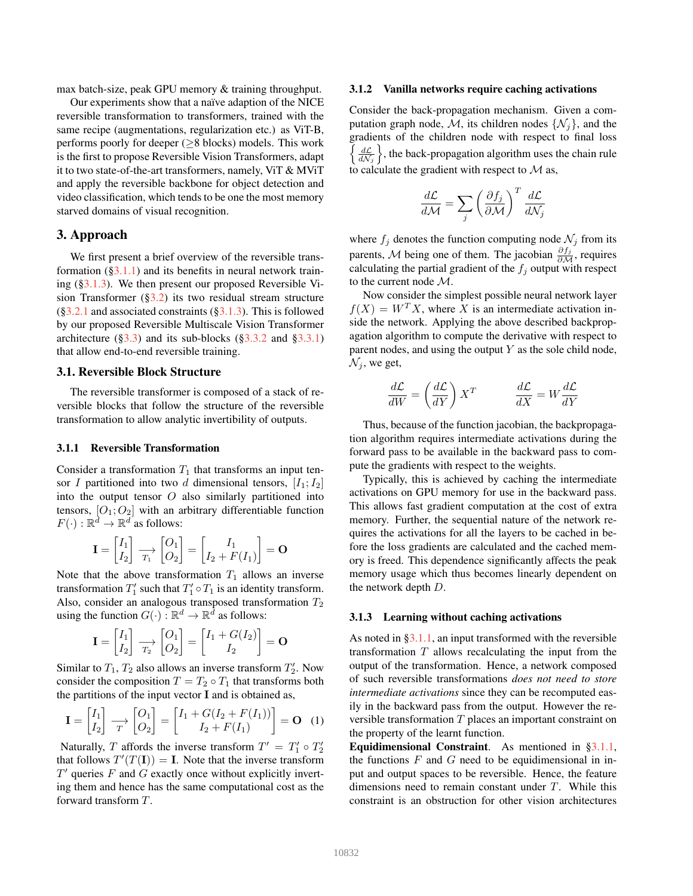max batch-size, peak GPU memory & training throughput.

Our experiments show that a naïve adaption of the NICE reversible transformation to transformers, trained with the same recipe (augmentations, regularization etc.) as ViT-B, performs poorly for deeper (≥8 blocks) models. This work is the first to propose Reversible Vision Transformers, adapt it to two state-of-the-art transformers, namely, ViT & MViT and apply the reversible backbone for object detection and video classification, which tends to be one the most memory starved domains of visual recognition.

## 3. Approach

We first present a brief overview of the reversible transformation (§3.1.1) and its benefits in neural network training (§3.1.3). We then present our proposed Reversible Vision Transformer (§3.2) its two residual stream structure (§3.2.1 and associated constraints (§3.1.3). This is followed by our proposed Reversible Multiscale Vision Transformer architecture (§3.3) and its sub-blocks (§3.3.2 and §3.3.1) that allow end-to-end reversible training.

### 3.1. Reversible Block Structure

The reversible transformer is composed of a stack of reversible blocks that follow the structure of the reversible transformation to allow analytic invertibility of outputs.

#### 3.1.1 Reversible Transformation

Consider a transformation $T_1$ that transforms an input tensor $I$ partitioned into two $d$ dimensional tensors, $[I_1; I_2]$ into the output tensor $O$ also similarly partitioned into tensors, $[O_1; O_2]$ with an arbitrary differentiable function $F(\cdot) : \mathbb{R}^d \to \mathbb{R}^d$ as follows:

$$\mathbf{I} = \begin{bmatrix} I_1 \\ I_2 \end{bmatrix} \xrightarrow[T_1]{} \begin{bmatrix} O_1 \\ O_2 \end{bmatrix} = \begin{bmatrix} I_1 \\ I_2 + F(I_1) \end{bmatrix} = \mathbf{O}$$

Note that the above transformation $T_1$ allows an inverse transformation $T_1'$ such that $T_1' \circ T_1$ is an identity transform. Also, consider an analogous transposed transformation $T_2$ using the function $G(\cdot) : \mathbb{R}^d \to \mathbb{R}^d$ as follows:

$$\mathbf{I} = \begin{bmatrix} I_1 \\ I_2 \end{bmatrix} \xrightarrow[T_2]{} \begin{bmatrix} O_1 \\ O_2 \end{bmatrix} = \begin{bmatrix} I_1 + G(I_2) \\ I_2 \end{bmatrix} = \mathbf{O}$$

Similar to $T_1$, $T_2$ also allows an inverse transform $T_2'$. Now consider the composition $T = T_2 \circ T_1$ that transforms both the partitions of the input vector $\mathbf{I}$ and is obtained as,

$$\mathbf{I} = \begin{bmatrix} I_1 \\ I_2 \end{bmatrix} \xrightarrow[T]{} \begin{bmatrix} O_1 \\ O_2 \end{bmatrix} = \begin{bmatrix} I_1 + G(I_2 + F(I_1)) \\ I_2 + F(I_1) \end{bmatrix} = \mathbf{O} \quad (1)$$

Naturally, $T$ affords the inverse transform $T' = T_1' \circ T_2'$ that follows $T'(T(\mathbf{I})) = \mathbf{I}$. Note that the inverse transform $T'$ queries $F$ and $G$ exactly once without explicitly inverting them and hence has the same computational cost as the forward transform $T$.

#### 3.1.2 Vanilla networks require caching activations

Consider the back-propagation mechanism. Given a computation graph node, $\mathcal{M}$, its children nodes $\{\mathcal{N}_j\}$, and the gradients of the children node with respect to final loss $\left\{\frac{d\mathcal{L}}{d\mathcal{N}_j}\right\}$, the back-propagation algorithm uses the chain rule to calculate the gradient with respect to $\mathcal{M}$ as,

$$\frac{d\mathcal{L}}{d\mathcal{M}} = \sum_j \left(\frac{\partial f_j}{\partial \mathcal{M}}\right)^T \frac{d\mathcal{L}}{d\mathcal{N}_j}$$

where $f_j$ denotes the function computing node $\mathcal{N}_j$ from its parents, $\mathcal{M}$ being one of them. The jacobian $\frac{\partial f_j}{\partial \mathcal{M}}$, requires calculating the partial gradient of the $f_j$ output with respect to the current node $\mathcal{M}$.

Now consider the simplest possible neural network layer $f(X) = W^T X$, where $X$ is an intermediate activation inside the network. Applying the above described backpropagation algorithm to compute the derivative with respect to parent nodes, and using the output $Y$ as the sole child node, $\mathcal{N}_j$, we get,

$$\frac{d\mathcal{L}}{dW} = \left(\frac{d\mathcal{L}}{dY}\right) X^T \qquad \frac{d\mathcal{L}}{dX} = W \frac{d\mathcal{L}}{dY}$$

Thus, because of the function jacobian, the backpropagation algorithm requires intermediate activations during the forward pass to be available in the backward pass to compute the gradients with respect to the weights.

Typically, this is achieved by caching the intermediate activations on GPU memory for use in the backward pass. This allows fast gradient computation at the cost of extra memory. Further, the sequential nature of the network requires the activations for all the layers to be cached in before the loss gradients are calculated and the cached memory is freed. This dependence significantly affects the peak memory usage which thus becomes linearly dependent on the network depth $D$.

#### 3.1.3 Learning without caching activations

As noted in §3.1.1, an input transformed with the reversible transformation $T$ allows recalculating the input from the output of the transformation. Hence, a network composed of such reversible transformations *does not need to store intermediate activations* since they can be recomputed easily in the backward pass from the output. However the reversible transformation $T$ places an important constraint on the property of the learnt function.

**Equidimensional Constraint**. As mentioned in §3.1.1, the functions $F$ and $G$ need to be equidimensional in input and output spaces to be reversible. Hence, the feature dimensions need to remain constant under $T$. While this constraint is an obstruction for other vision architectures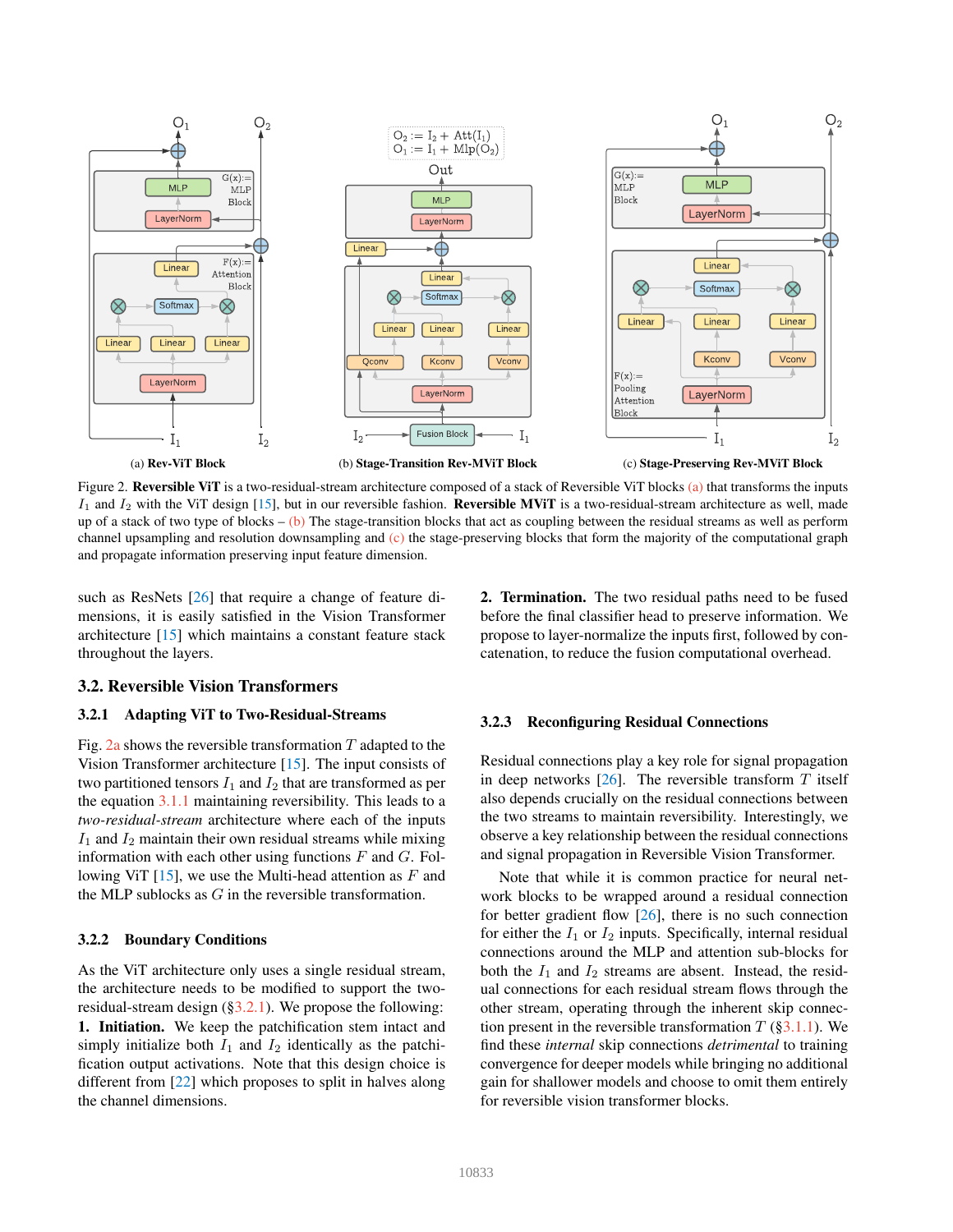Figure 2. **Reversible ViT** is a two-residual-stream architecture composed of a stack of Reversible ViT blocks (a) that transforms the inputs $I_1$ and $I_2$ with the ViT design [15], but in our reversible fashion. **Reversible MViT** is a two-residual-stream architecture as well, made up of a stack of two type of blocks – (b) The stage-transition blocks that act as coupling between the residual streams as well as perform channel upsampling and resolution downsampling and (c) the stage-preserving blocks that form the majority of the computational graph and propagate information preserving input feature dimension.

such as ResNets [26] that require a change of feature dimensions, it is easily satisfied in the Vision Transformer architecture [15] which maintains a constant feature stack throughout the layers.

## 3.2. Reversible Vision Transformers

### 3.2.1 Adapting ViT to Two-Residual-Streams

Fig. 2a shows the reversible transformation $T$ adapted to the Vision Transformer architecture [15]. The input consists of two partitioned tensors $I_1$ and $I_2$ that are transformed as per the equation 3.1.1 maintaining reversibility. This leads to a *two-residual-stream* architecture where each of the inputs $I_1$ and $I_2$ maintain their own residual streams while mixing information with each other using functions $F$ and $G$. Following ViT [15], we use the Multi-head attention as $F$ and the MLP sublocks as $G$ in the reversible transformation.

### 3.2.2 Boundary Conditions

As the ViT architecture only uses a single residual stream, the architecture needs to be modified to support the two-residual-stream design (§3.2.1). We propose the following:

**1. Initiation.** We keep the patchification stem intact and simply initialize both $I_1$ and $I_2$ identically as the patchification output activations. Note that this design choice is different from [22] which proposes to split in halves along the channel dimensions.

**2. Termination.** The two residual paths need to be fused before the final classifier head to preserve information. We propose to layer-normalize the inputs first, followed by concatenation, to reduce the fusion computational overhead.

### 3.2.3 Reconfiguring Residual Connections

Residual connections play a key role for signal propagation in deep networks [26]. The reversible transform $T$ itself also depends crucially on the residual connections between the two streams to maintain reversibility. Interestingly, we observe a key relationship between the residual connections and signal propagation in Reversible Vision Transformer.

Note that while it is common practice for neural network blocks to be wrapped around a residual connection for better gradient flow [26], there is no such connection for either the $I_1$ or $I_2$ inputs. Specifically, internal residual connections around the MLP and attention sub-blocks for both the $I_1$ and $I_2$ streams are absent. Instead, the residual connections for each residual stream flows through the other stream, operating through the inherent skip connection present in the reversible transformation $T$ (§3.1.1). We find these *internal* skip connections *detrimental* to training convergence for deeper models while bringing no additional gain for shallower models and choose to omit them entirely for reversible vision transformer blocks.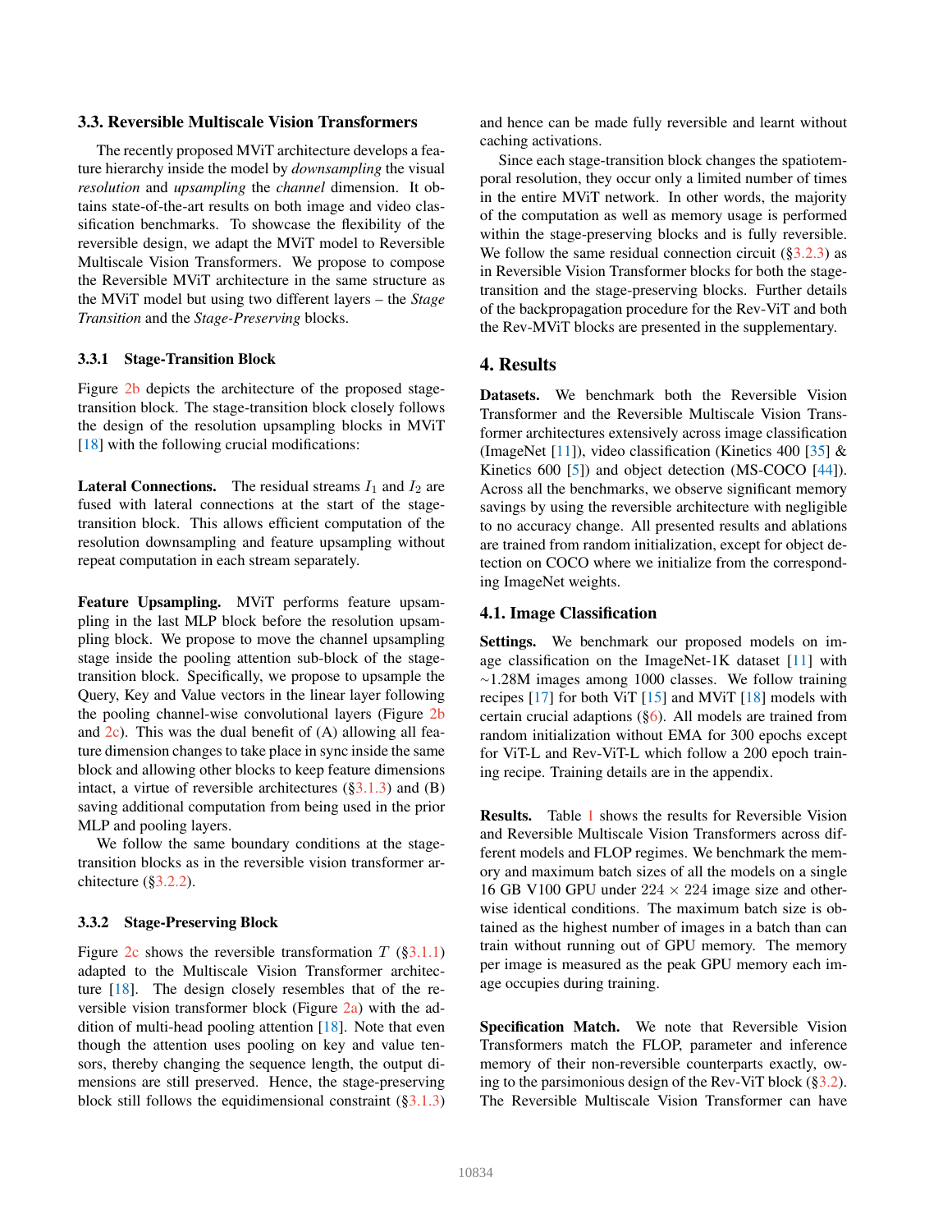### 3.3. Reversible Multiscale Vision Transformers

The recently proposed MViT architecture develops a feature hierarchy inside the model by *downsampling* the visual *resolution* and *upsampling* the *channel* dimension. It obtains state-of-the-art results on both image and video classification benchmarks. To showcase the flexibility of the reversible design, we adapt the MViT model to Reversible Multiscale Vision Transformers. We propose to compose the Reversible MViT architecture in the same structure as the MViT model but using two different layers – the *Stage Transition* and the *Stage-Preserving* blocks.

#### 3.3.1 Stage-Transition Block

Figure 2b depicts the architecture of the proposed stage-transition block. The stage-transition block closely follows the design of the resolution upsampling blocks in MViT [18] with the following crucial modifications:

**Lateral Connections.** The residual streams $I_1$ and $I_2$ are fused with lateral connections at the start of the stage-transition block. This allows efficient computation of the resolution downsampling and feature upsampling without repeat computation in each stream separately.

**Feature Upsampling.** MViT performs feature upsampling in the last MLP block before the resolution upsampling block. We propose to move the channel upsampling stage inside the pooling attention sub-block of the stage-transition block. Specifically, we propose to upsample the Query, Key and Value vectors in the linear layer following the pooling channel-wise convolutional layers (Figure 2b and 2c). This was the dual benefit of (A) allowing all feature dimension changes to take place in sync inside the same block and allowing other blocks to keep feature dimensions intact, a virtue of reversible architectures (§3.1.3) and (B) saving additional computation from being used in the prior MLP and pooling layers.

We follow the same boundary conditions at the stage-transition blocks as in the reversible vision transformer architecture (§3.2.2).

#### 3.3.2 Stage-Preserving Block

Figure 2c shows the reversible transformation $T$ (§3.1.1) adapted to the Multiscale Vision Transformer architecture [18]. The design closely resembles that of the reversible vision transformer block (Figure 2a) with the addition of multi-head pooling attention [18]. Note that even though the attention uses pooling on key and value tensors, thereby changing the sequence length, the output dimensions are still preserved. Hence, the stage-preserving block still follows the equidimensional constraint (§3.1.3) and hence can be made fully reversible and learnt without caching activations.

Since each stage-transition block changes the spatiotemporal resolution, they occur only a limited number of times in the entire MViT network. In other words, the majority of the computation as well as memory usage is performed within the stage-preserving blocks and is fully reversible. We follow the same residual connection circuit (§3.2.3) as in Reversible Vision Transformer blocks for both the stage-transition and the stage-preserving blocks. Further details of the backpropagation procedure for the Rev-ViT and both the Rev-MViT blocks are presented in the supplementary.

## 4. Results

**Datasets.** We benchmark both the Reversible Vision Transformer and the Reversible Multiscale Vision Transformer architectures extensively across image classification (ImageNet [11]), video classification (Kinetics 400 [35] & Kinetics 600 [5]) and object detection (MS-COCO [44]). Across all the benchmarks, we observe significant memory savings by using the reversible architecture with negligible to no accuracy change. All presented results and ablations are trained from random initialization, except for object detection on COCO where we initialize from the corresponding ImageNet weights.

### 4.1. Image Classification

**Settings.** We benchmark our proposed models on image classification on the ImageNet-1K dataset [11] with ~1.28M images among 1000 classes. We follow training recipes [17] for both ViT [15] and MViT [18] models with certain crucial adaptions (§6). All models are trained from random initialization without EMA for 300 epochs except for ViT-L and Rev-ViT-L which follow a 200 epoch training recipe. Training details are in the appendix.

**Results.** Table 1 shows the results for Reversible Vision and Reversible Multiscale Vision Transformers across different models and FLOP regimes. We benchmark the memory and maximum batch sizes of all the models on a single 16 GB V100 GPU under $224 \times 224$ image size and otherwise identical conditions. The maximum batch size is obtained as the highest number of images in a batch than can train without running out of GPU memory. The memory per image is measured as the peak GPU memory each image occupies during training.

**Specification Match.** We note that Reversible Vision Transformers match the FLOP, parameter and inference memory of their non-reversible counterparts exactly, owing to the parsimonious design of the Rev-ViT block (§3.2). The Reversible Multiscale Vision Transformer can have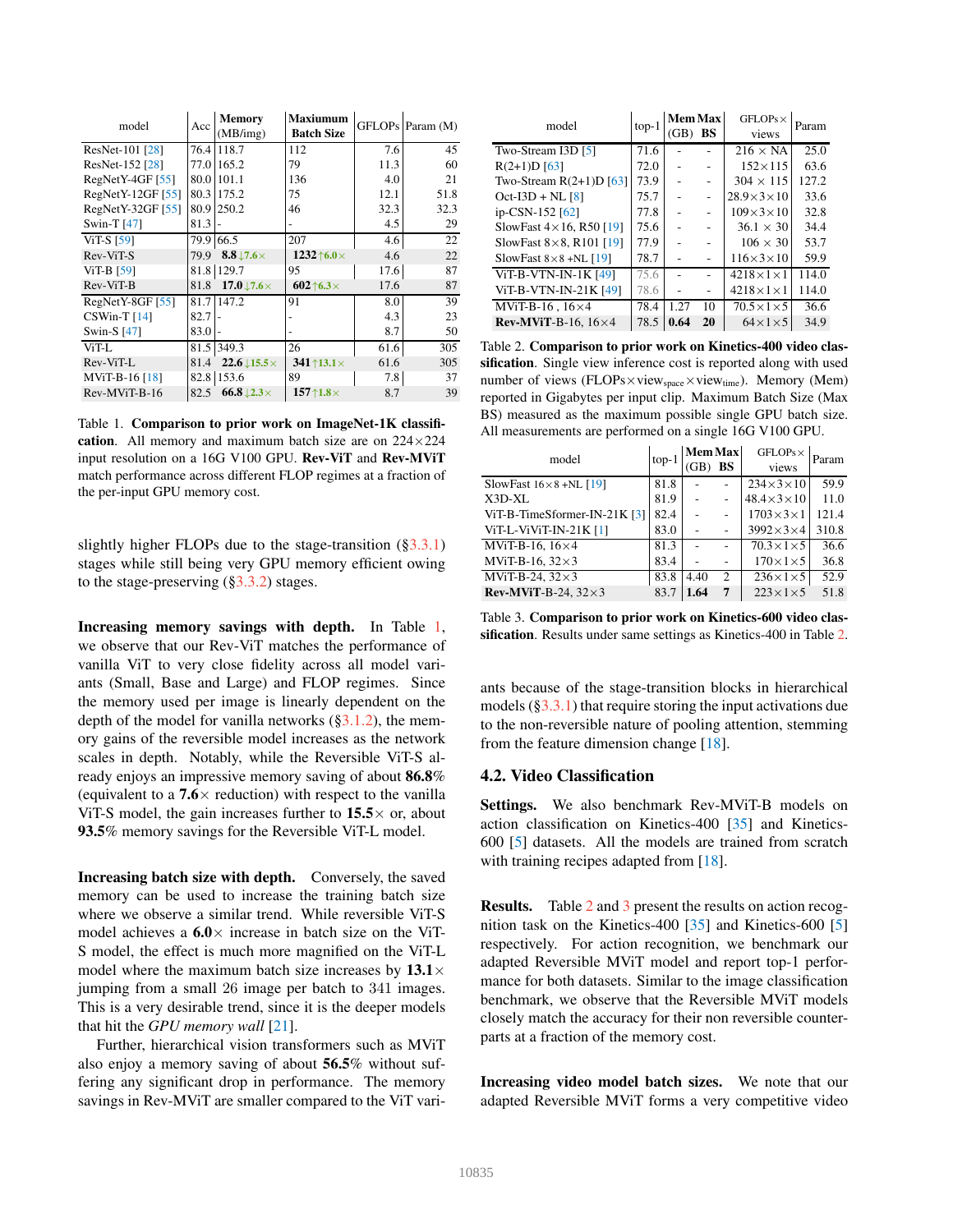| model | Acc | Memory (MB/img) | Maxiumum Batch Size | GFLOPs | Param (M) |
|---|---|---|---|---|---|
| ResNet-101 [28] | 76.4 | 118.7 | 112 | 7.6 | 45 |
| ResNet-152 [28] | 77.0 | 165.2 | 79 | 11.3 | 60 |
| RegNetY-4GF [55] | 80.0 | 101.1 | 136 | 4.0 | 21 |
| RegNetY-12GF [55] | 80.3 | 175.2 | 75 | 12.1 | 51.8 |
| RegNetY-32GF [55] | 80.9 | 250.2 | 46 | 32.3 | 32.3 |
| Swin-T [47] | 81.3 | - | - | 4.5 | 29 |
| ViT-S [59] | 79.9 | 66.5 | 207 | 4.6 | 22 |
| Rev-ViT-S | 79.9 | **8.8** ↓7.6× | **1232** ↑6.0× | 4.6 | 22 |
| ViT-B [59] | 81.8 | 129.7 | 95 | 17.6 | 87 |
| Rev-ViT-B | 81.8 | **17.0** ↓7.6× | **602** ↑6.3× | 17.6 | 87 |
| RegNetY-8GF [55] | 81.7 | 147.2 | 91 | 8.0 | 39 |
| CSWin-T [14] | 82.7 | - | - | 4.3 | 23 |
| Swin-S [47] | 83.0 | - | - | 8.7 | 50 |
| ViT-L | 81.5 | 349.3 | 26 | 61.6 | 305 |
| Rev-ViT-L | 81.4 | **22.6** ↓15.5× | **341** ↑13.1× | 61.6 | 305 |
| MViT-B-16 [18] | 82.8 | 153.6 | 89 | 7.8 | 37 |
| Rev-MViT-B-16 | 82.5 | **66.8** ↓2.3× | **157** ↑1.8× | 8.7 | 39 |

Table 1. **Comparison to prior work on ImageNet-1K classification**. All memory and maximum batch size are on $224\times224$ input resolution on a 16G V100 GPU. **Rev-ViT** and **Rev-MViT** match performance across different FLOP regimes at a fraction of the per-input GPU memory cost.

slightly higher FLOPs due to the stage-transition (§3.3.1) stages while still being very GPU memory efficient owing to the stage-preserving (§3.3.2) stages.

**Increasing memory savings with depth.** In Table 1, we observe that our Rev-ViT matches the performance of vanilla ViT to very close fidelity across all model variants (Small, Base and Large) and FLOP regimes. Since the memory used per image is linearly dependent on the depth of the model for vanilla networks (§3.1.2), the memory gains of the reversible model increases as the network scales in depth. Notably, while the Reversible ViT-S already enjoys an impressive memory saving of about **86.8**% (equivalent to a **7.6**× reduction) with respect to the vanilla ViT-S model, the gain increases further to **15.5**× or, about **93.5**% memory savings for the Reversible ViT-L model.

**Increasing batch size with depth.** Conversely, the saved memory can be used to increase the training batch size where we observe a similar trend. While reversible ViT-S model achieves a **6.0**× increase in batch size on the ViT-S model, the effect is much more magnified on the ViT-L model where the maximum batch size increases by **13.1**× jumping from a small 26 image per batch to 341 images. This is a very desirable trend, since it is the deeper models that hit the *GPU memory wall* [21].

Further, hierarchical vision transformers such as MViT also enjoy a memory saving of about **56.5**% without suffering any significant drop in performance. The memory savings in Rev-MViT are smaller compared to the ViT variants because of the stage-transition blocks in hierarchical models (§3.3.1) that require storing the input activations due to the non-reversible nature of pooling attention, stemming from the feature dimension change [18].

| model | top-1 | Mem (GB) | Max BS | GFLOPs× views | Param |
|---|---|---|---|---|---|
| Two-Stream I3D [5] | 71.6 | - | - | 216 × NA | 25.0 |
| R(2+1)D [63] | 72.0 | - | - | 152×115 | 63.6 |
| Two-Stream R(2+1)D [63] | 73.9 | - | - | 304 × 115 | 127.2 |
| Oct-I3D + NL [8] | 75.7 | - | - | 28.9×3×10 | 33.6 |
| ip-CSN-152 [62] | 77.8 | - | - | 109×3×10 | 32.8 |
| SlowFast 4×16, R50 [19] | 75.6 | - | - | 36.1 × 30 | 34.4 |
| SlowFast 8×8, R101 [19] | 77.9 | - | - | 106 × 30 | 53.7 |
| SlowFast 8×8 +NL [19] | 78.7 | - | - | 116×3×10 | 59.9 |
| ViT-B-VTN-IN-1K [49] | 75.6 | - | - | 4218×1×1 | 114.0 |
| ViT-B-VTN-IN-21K [49] | 78.6 | - | - | 4218×1×1 | 114.0 |
| MViT-B-16 , 16×4 | 78.4 | 1.27 | 10 | 70.5×1×5 | 36.6 |
| **Rev-MViT**-B-16, 16×4 | 78.5 | **0.64** | **20** | 64×1×5 | 34.9 |

Table 2. **Comparison to prior work on Kinetics-400 video classification**. Single view inference cost is reported along with used number of views (FLOPs×view$_{\text{space}}$×view$_{\text{time}}$). Memory (Mem) reported in Gigabytes per input clip. Maximum Batch Size (Max BS) measured as the maximum possible single GPU batch size. All measurements are performed on a single 16G V100 GPU.

| model | top-1 | Mem (GB) | Max BS | GFLOPs× views | Param |
|---|---|---|---|---|---|
| SlowFast 16×8 +NL [19] | 81.8 | - | - | 234×3×10 | 59.9 |
| X3D-XL | 81.9 | - | - | 48.4×3×10 | 11.0 |
| ViT-B-TimeSformer-IN-21K [3] | 82.4 | - | - | 1703×3×1 | 121.4 |
| ViT-L-ViViT-IN-21K [1] | 83.0 | - | - | 3992×3×4 | 310.8 |
| MViT-B-16, 16×4 | 81.3 | - | - | 70.3×1×5 | 36.6 |
| MViT-B-16, 32×3 | 83.4 | - | - | 170×1×5 | 36.8 |
| MViT-B-24, 32×3 | 83.8 | 4.40 | 2 | 236×1×5 | 52.9 |
| **Rev-MViT**-B-24, 32×3 | 83.7 | **1.64** | **7** | 223×1×5 | 51.8 |

Table 3. **Comparison to prior work on Kinetics-600 video classification**. Results under same settings as Kinetics-400 in Table 2.

## 4.2. Video Classification

**Settings.** We also benchmark Rev-MViT-B models on action classification on Kinetics-400 [35] and Kinetics-600 [5] datasets. All the models are trained from scratch with training recipes adapted from [18].

**Results.** Table 2 and 3 present the results on action recognition task on the Kinetics-400 [35] and Kinetics-600 [5] respectively. For action recognition, we benchmark our adapted Reversible MViT model and report top-1 performance for both datasets. Similar to the image classification benchmark, we observe that the Reversible MViT models closely match the accuracy for their non reversible counterparts at a fraction of the memory cost.

**Increasing video model batch sizes.** We note that our adapted Reversible MViT forms a very competitive video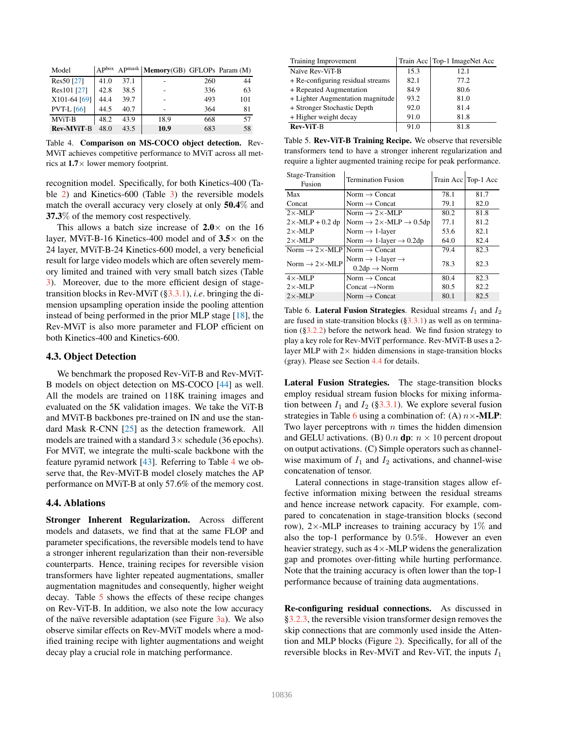| Model | $AP^{box}$ | $AP^{mask}$ | **Memory**(GB) | GFLOPs | Param (M) |
|---|---|---|---|---|---|
| Res50 [27] | 41.0 | 37.1 | - | 260 | 44 |
| Res101 [27] | 42.8 | 38.5 | - | 336 | 63 |
| X101-64 [69] | 44.4 | 39.7 | - | 493 | 101 |
| PVT-L [66] | 44.5 | 40.7 | - | 364 | 81 |
| MViT-B | 48.2 | 43.9 | 18.9 | 668 | 57 |
| **Rev-MViT**-B | 48.0 | 43.5 | **10.9** | 683 | 58 |

Table 4. **Comparison on MS-COCO object detection.** Rev-MViT achieves competitive performance to MViT across all metrics at **1.7**× lower memory footprint.

recognition model. Specifically, for both Kinetics-400 (Table 2) and Kinetics-600 (Table 3) the reversible models match the overall accuracy very closely at only **50.4**% and **37.3**% of the memory cost respectively.

This allows a batch size increase of **2.0**× on the 16 layer, MViT-B-16 Kinetics-400 model and of **3.5**× on the 24 layer, MViT-B-24 Kinetics-600 model, a very beneficial result for large video models which are often severely memory limited and trained with very small batch sizes (Table 3). Moreover, due to the more efficient design of stage-transition blocks in Rev-MViT (§3.3.1), *i.e.* bringing the dimension upsampling operation inside the pooling attention instead of being performed in the prior MLP stage [18], the Rev-MViT is also more parameter and FLOP efficient on both Kinetics-400 and Kinetics-600.

### 4.3. Object Detection

We benchmark the proposed Rev-ViT-B and Rev-MViT-B models on object detection on MS-COCO [44] as well. All the models are trained on 118K training images and evaluated on the 5K validation images. We take the ViT-B and MViT-B backbones pre-trained on IN and use the standard Mask R-CNN [25] as the detection framework. All models are trained with a standard 3× schedule (36 epochs). For MViT, we integrate the multi-scale backbone with the feature pyramid network [43]. Referring to Table 4 we observe that, the Rev-MViT-B model closely matches the AP performance on MViT-B at only 57.6% of the memory cost.

### 4.4. Ablations

**Stronger Inherent Regularization.** Across different models and datasets, we find that at the same FLOP and parameter specifications, the reversible models tend to have a stronger inherent regularization than their non-reversible counterparts. Hence, training recipes for reversible vision transformers have lighter repeated augmentations, smaller augmentation magnitudes and consequently, higher weight decay. Table 5 shows the effects of these recipe changes on Rev-ViT-B. In addition, we also note the low accuracy of the naïve reversible adaptation (see Figure 3a). We also observe similar effects on Rev-MViT models where a modified training recipe with lighter augmentations and weight decay play a crucial role in matching performance.

| Training Improvement | Train Acc | Top-1 ImageNet Acc |
|---|---|---|
| Naïve Rev-ViT-B | 15.3 | 12.1 |
| + Re-configuring residual streams | 82.1 | 77.2 |
| + Repeated Augmentation | 84.9 | 80.6 |
| + Lighter Augmentation magnitude | 93.2 | 81.0 |
| + Stronger Stochastic Depth | 92.0 | 81.4 |
| + Higher weight decay | 91.0 | 81.8 |
| **Rev-ViT**-B | 91.0 | 81.8 |

Table 5. **Rev-ViT-B Training Recipe.** We observe that reversible transformers tend to have a stronger inherent regularization and require a lighter augmented training recipe for peak performance.

| Stage-Transition Fusion | Termination Fusion | Train Acc | Top-1 Acc |
|---|---|---|---|
| Max | Norm → Concat | 78.1 | 81.7 |
| Concat | Norm → Concat | 79.1 | 82.0 |
| 2×-MLP | Norm → 2×-MLP | 80.2 | 81.8 |
| 2×-MLP + 0.2 dp | Norm → 2×-MLP → 0.5dp | 77.1 | 81.2 |
| 2×-MLP | Norm → 1-layer | 53.6 | 82.1 |
| 2×-MLP | Norm → 1-layer → 0.2dp | 64.0 | 82.4 |
| Norm → 2×-MLP | Norm → Concat | 79.4 | 82.3 |
| Norm → 2×-MLP | Norm → 1-layer → 0.2dp → Norm | 78.3 | 82.3 |
| 4×-MLP | Norm → Concat | 80.4 | 82.3 |
| 2×-MLP | Concat →Norm | 80.5 | 82.2 |
| 2×-MLP | Norm → Concat | 80.1 | 82.5 |

Table 6. **Lateral Fusion Strategies**. Residual streams $I_1$ and $I_2$ are fused in state-transition blocks (§3.3.1) as well as on termination (§3.2.2) before the network head. We find fusion strategy to play a key role for Rev-MViT performance. Rev-MViT-B uses a 2-layer MLP with 2× hidden dimensions in stage-transition blocks (gray). Please see Section 4.4 for details.

**Lateral Fusion Strategies.** The stage-transition blocks employ residual stream fusion blocks for mixing information between $I_1$ and $I_2$ (§3.3.1). We explore several fusion strategies in Table 6 using a combination of: (A) $n$×-**MLP**: Two layer perceptrons with $n$ times the hidden dimension and GELU activations. (B) 0.$n$ **dp**: $n \times 10$ percent dropout on output activations. (C) Simple operators such as channel-wise maximum of $I_1$ and $I_2$ activations, and channel-wise concatenation of tensor.

Lateral connections in stage-transition stages allow effective information mixing between the residual streams and hence increase network capacity. For example, compared to concatenation in stage-transition blocks (second row), 2×-MLP increases to training accuracy by 1% and also the top-1 performance by 0.5%. However an even heavier strategy, such as 4×-MLP widens the generalization gap and promotes over-fitting while hurting performance. Note that the training accuracy is often lower than the top-1 performance because of training data augmentations.

**Re-configuring residual connections.** As discussed in §3.2.3, the reversible vision transformer design removes the skip connections that are commonly used inside the Attention and MLP blocks (Figure 2). Specifically, for all of the reversible blocks in Rev-MViT and Rev-ViT, the inputs $I_1$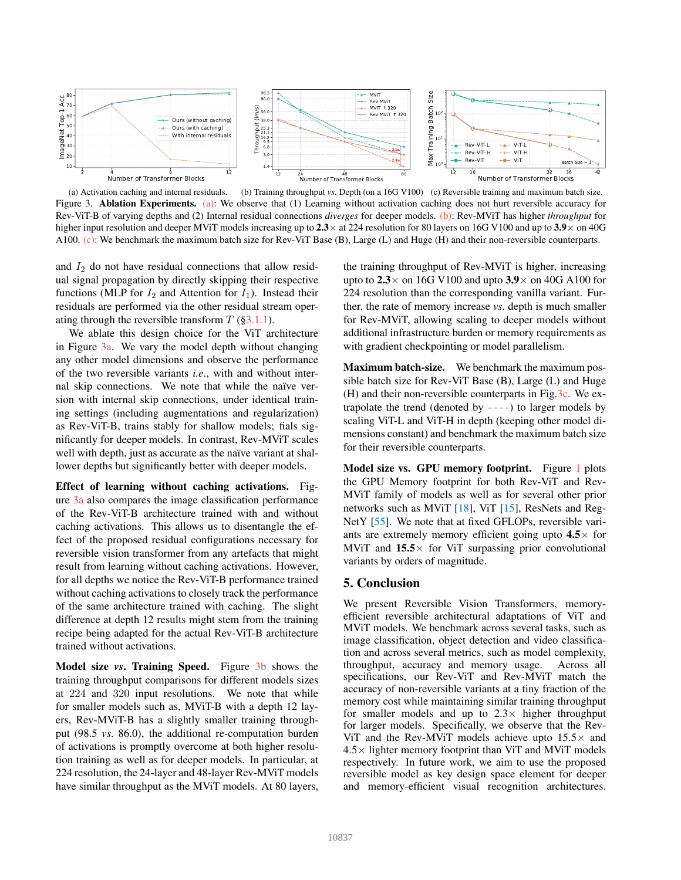(a) Activation caching and internal residuals. (b) Training throughput *vs*. Depth (on a 16G V100) (c) Reversible training and maximum batch size.

Figure 3. **Ablation Experiments.** (a): We observe that (1) Learning without activation caching does not hurt reversible accuracy for Rev-ViT-B of varying depths and (2) Internal residual connections *diverges* for deeper models. (b): Rev-MViT has higher *throughput* for higher input resolution and deeper MViT models increasing up to **2.3**× at 224 resolution for 80 layers on 16G V100 and up to **3.9**× on 40G A100. (c): We benchmark the maximum batch size for Rev-ViT Base (B), Large (L) and Huge (H) and their non-reversible counterparts.

and $I_2$ do not have residual connections that allow residual signal propagation by directly skipping their respective functions (MLP for $I_2$ and Attention for $I_1$). Instead their residuals are performed via the other residual stream operating through the reversible transform $T$ (§3.1.1).

We ablate this design choice for the ViT architecture in Figure 3a. We vary the model depth without changing any other model dimensions and observe the performance of the two reversible variants *i.e*., with and without internal skip connections. We note that while the naïve version with internal skip connections, under identical training settings (including augmentations and regularization) as Rev-ViT-B, trains stably for shallow models; fials significantly for deeper models. In contrast, Rev-MViT scales well with depth, just as accurate as the naïve variant at shallower depths but significantly better with deeper models.

**Effect of learning without caching activations.** Figure 3a also compares the image classification performance of the Rev-ViT-B architecture trained with and without caching activations. This allows us to disentangle the effect of the proposed residual configurations necessary for reversible vision transformer from any artefacts that might result from learning without caching activations. However, for all depths we notice the Rev-ViT-B performance trained without caching activations to closely track the performance of the same architecture trained with caching. The slight difference at depth 12 results might stem from the training recipe being adapted for the actual Rev-ViT-B architecture trained without activations.

**Model size *vs*. Training Speed.** Figure 3b shows the training throughput comparisons for different models sizes at 224 and 320 input resolutions. We note that while for smaller models such as, MViT-B with a depth 12 layers, Rev-MViT-B has a slightly smaller training throughput (98.5 *vs*. 86.0), the additional re-computation burden of activations is promptly overcome at both higher resolution training as well as for deeper models. In particular, at 224 resolution, the 24-layer and 48-layer Rev-MViT models have similar throughput as the MViT models. At 80 layers, the training throughput of Rev-MViT is higher, increasing upto to **2.3**× on 16G V100 and upto **3.9**× on 40G A100 for 224 resolution than the corresponding vanilla variant. Further, the rate of memory increase *vs*. depth is much smaller for Rev-MViT, allowing scaling to deeper models without additional infrastructure burden or memory requirements as with gradient checkpointing or model parallelism.

**Maximum batch-size.** We benchmark the maximum possible batch size for Rev-ViT Base (B), Large (L) and Huge (H) and their non-reversible counterparts in Fig.3c. We extrapolate the trend (denoted by ----) to larger models by scaling ViT-L and ViT-H in depth (keeping other model dimensions constant) and benchmark the maximum batch size for their reversible counterparts.

**Model size vs. GPU memory footprint.** Figure 1 plots the GPU Memory footprint for both Rev-ViT and Rev-MViT family of models as well as for several other prior networks such as MViT [18], ViT [15], ResNets and RegNetY [55]. We note that at fixed GFLOPs, reversible variants are extremely memory efficient going upto **4.5**× for MViT and **15.5**× for ViT surpassing prior convolutional variants by orders of magnitude.

## 5. Conclusion

We present Reversible Vision Transformers, memory-efficient reversible architectural adaptations of ViT and MViT models. We benchmark across several tasks, such as image classification, object detection and video classification and across several metrics, such as model complexity, throughput, accuracy and memory usage. Across all specifications, our Rev-ViT and Rev-MViT match the accuracy of non-reversible variants at a tiny fraction of the memory cost while maintaining similar training throughput for smaller models and up to 2.3× higher throughput for larger models. Specifically, we observe that the Rev-ViT and the Rev-MViT models achieve upto 15.5× and 4.5× lighter memory footprint than ViT and MViT models respectively. In future work, we aim to use the proposed reversible model as key design space element for deeper and memory-efficient visual recognition architectures.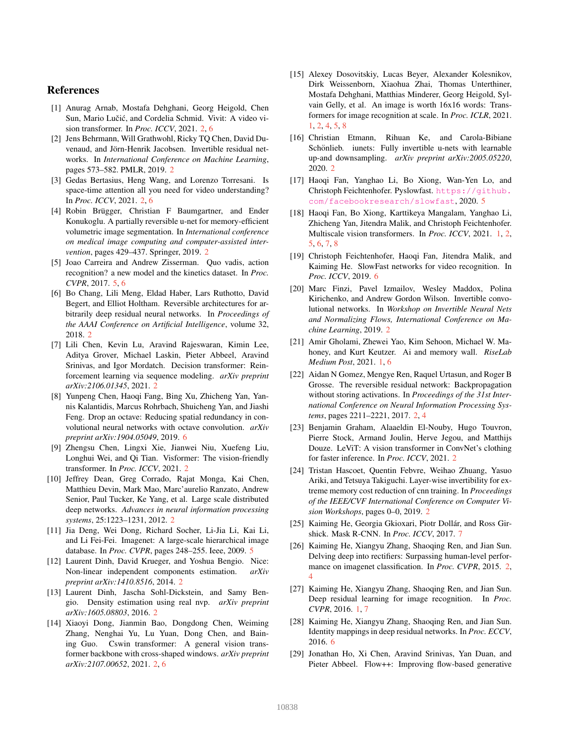## References

[1] Anurag Arnab, Mostafa Dehghani, Georg Heigold, Chen Sun, Mario Lučić, and Cordelia Schmid. Vivit: A video vision transformer. In *Proc. ICCV*, 2021. 2, 6

[2] Jens Behrmann, Will Grathwohl, Ricky TQ Chen, David Duvenaud, and Jörn-Henrik Jacobsen. Invertible residual networks. In *International Conference on Machine Learning*, pages 573–582. PMLR, 2019. 2

[3] Gedas Bertasius, Heng Wang, and Lorenzo Torresani. Is space-time attention all you need for video understanding? In *Proc. ICCV*, 2021. 2, 6

[4] Robin Brügger, Christian F Baumgartner, and Ender Konukoglu. A partially reversible u-net for memory-efficient volumetric image segmentation. In *International conference on medical image computing and computer-assisted intervention*, pages 429–437. Springer, 2019. 2

[5] Joao Carreira and Andrew Zisserman. Quo vadis, action recognition? a new model and the kinetics dataset. In *Proc. CVPR*, 2017. 5, 6

[6] Bo Chang, Lili Meng, Eldad Haber, Lars Ruthotto, David Begert, and Elliot Holtham. Reversible architectures for arbitrarily deep residual neural networks. In *Proceedings of the AAAI Conference on Artificial Intelligence*, volume 32, 2018. 2

[7] Lili Chen, Kevin Lu, Aravind Rajeswaran, Kimin Lee, Aditya Grover, Michael Laskin, Pieter Abbeel, Aravind Srinivas, and Igor Mordatch. Decision transformer: Reinforcement learning via sequence modeling. *arXiv preprint arXiv:2106.01345*, 2021. 2

[8] Yunpeng Chen, Haoqi Fang, Bing Xu, Zhicheng Yan, Yannis Kalantidis, Marcus Rohrbach, Shuicheng Yan, and Jiashi Feng. Drop an octave: Reducing spatial redundancy in convolutional neural networks with octave convolution. *arXiv preprint arXiv:1904.05049*, 2019. 6

[9] Zhengsu Chen, Lingxi Xie, Jianwei Niu, Xuefeng Liu, Longhui Wei, and Qi Tian. Visformer: The vision-friendly transformer. In *Proc. ICCV*, 2021. 2

[10] Jeffrey Dean, Greg Corrado, Rajat Monga, Kai Chen, Matthieu Devin, Mark Mao, Marc'aurelio Ranzato, Andrew Senior, Paul Tucker, Ke Yang, et al. Large scale distributed deep networks. *Advances in neural information processing systems*, 25:1223–1231, 2012. 2

[11] Jia Deng, Wei Dong, Richard Socher, Li-Jia Li, Kai Li, and Li Fei-Fei. Imagenet: A large-scale hierarchical image database. In *Proc. CVPR*, pages 248–255. Ieee, 2009. 5

[12] Laurent Dinh, David Krueger, and Yoshua Bengio. Nice: Non-linear independent components estimation. *arXiv preprint arXiv:1410.8516*, 2014. 2

[13] Laurent Dinh, Jascha Sohl-Dickstein, and Samy Bengio. Density estimation using real nvp. *arXiv preprint arXiv:1605.08803*, 2016. 2

[14] Xiaoyi Dong, Jianmin Bao, Dongdong Chen, Weiming Zhang, Nenghai Yu, Lu Yuan, Dong Chen, and Baining Guo. Cswin transformer: A general vision transformer backbone with cross-shaped windows. *arXiv preprint arXiv:2107.00652*, 2021. 2, 6

[15] Alexey Dosovitskiy, Lucas Beyer, Alexander Kolesnikov, Dirk Weissenborn, Xiaohua Zhai, Thomas Unterthiner, Mostafa Dehghani, Matthias Minderer, Georg Heigold, Sylvain Gelly, et al. An image is worth 16x16 words: Transformers for image recognition at scale. In *Proc. ICLR*, 2021. 1, 2, 4, 5, 8

[16] Christian Etmann, Rihuan Ke, and Carola-Bibiane Schönlieb. iunets: Fully invertible u-nets with learnable up-and downsampling. *arXiv preprint arXiv:2005.05220*, 2020. 2

[17] Haoqi Fan, Yanghao Li, Bo Xiong, Wan-Yen Lo, and Christoph Feichtenhofer. Pyslowfast. https://github.com/facebookresearch/slowfast, 2020. 5

[18] Haoqi Fan, Bo Xiong, Karttikeya Mangalam, Yanghao Li, Zhicheng Yan, Jitendra Malik, and Christoph Feichtenhofer. Multiscale vision transformers. In *Proc. ICCV*, 2021. 1, 2, 5, 6, 7, 8

[19] Christoph Feichtenhofer, Haoqi Fan, Jitendra Malik, and Kaiming He. SlowFast networks for video recognition. In *Proc. ICCV*, 2019. 6

[20] Marc Finzi, Pavel Izmailov, Wesley Maddox, Polina Kirichenko, and Andrew Gordon Wilson. Invertible convolutional networks. In *Workshop on Invertible Neural Nets and Normalizing Flows, International Conference on Machine Learning*, 2019. 2

[21] Amir Gholami, Zhewei Yao, Kim Sehoon, Michael W. Mahoney, and Kurt Keutzer. Ai and memory wall. *RiseLab Medium Post*, 2021. 1, 6

[22] Aidan N Gomez, Mengye Ren, Raquel Urtasun, and Roger B Grosse. The reversible residual network: Backpropagation without storing activations. In *Proceedings of the 31st International Conference on Neural Information Processing Systems*, pages 2211–2221, 2017. 2, 4

[23] Benjamin Graham, Alaaeldin El-Nouby, Hugo Touvron, Pierre Stock, Armand Joulin, Herve Jegou, and Matthijs Douze. LeViT: A vision transformer in ConvNet's clothing for faster inference. In *Proc. ICCV*, 2021. 2

[24] Tristan Hascoet, Quentin Febvre, Weihao Zhuang, Yasuo Ariki, and Tetsuya Takiguchi. Layer-wise invertibility for extreme memory cost reduction of cnn training. In *Proceedings of the IEEE/CVF International Conference on Computer Vision Workshops*, pages 0–0, 2019. 2

[25] Kaiming He, Georgia Gkioxari, Piotr Dollár, and Ross Girshick. Mask R-CNN. In *Proc. ICCV*, 2017. 7

[26] Kaiming He, Xiangyu Zhang, Shaoqing Ren, and Jian Sun. Delving deep into rectifiers: Surpassing human-level performance on imagenet classification. In *Proc. CVPR*, 2015. 2, 4

[27] Kaiming He, Xiangyu Zhang, Shaoqing Ren, and Jian Sun. Deep residual learning for image recognition. In *Proc. CVPR*, 2016. 1, 7

[28] Kaiming He, Xiangyu Zhang, Shaoqing Ren, and Jian Sun. Identity mappings in deep residual networks. In *Proc. ECCV*, 2016. 6

[29] Jonathan Ho, Xi Chen, Aravind Srinivas, Yan Duan, and Pieter Abbeel. Flow++: Improving flow-based generative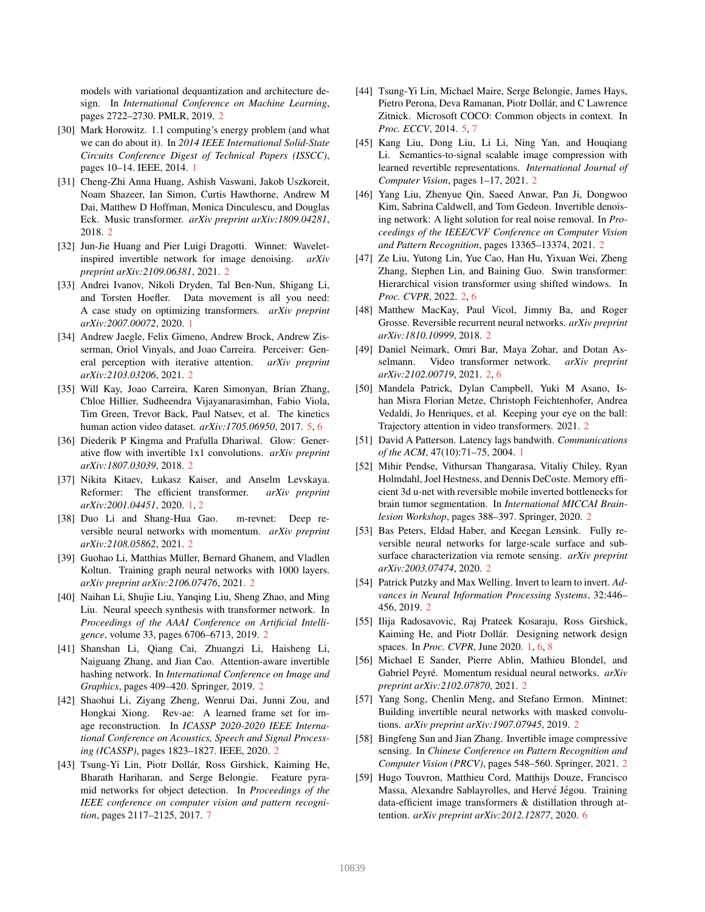models with variational dequantization and architecture design. In *International Conference on Machine Learning*, pages 2722–2730. PMLR, 2019. 2

[30] Mark Horowitz. 1.1 computing's energy problem (and what we can do about it). In *2014 IEEE International Solid-State Circuits Conference Digest of Technical Papers (ISSCC)*, pages 10–14. IEEE, 2014. 1

[31] Cheng-Zhi Anna Huang, Ashish Vaswani, Jakob Uszkoreit, Noam Shazeer, Ian Simon, Curtis Hawthorne, Andrew M Dai, Matthew D Hoffman, Monica Dinculescu, and Douglas Eck. Music transformer. *arXiv preprint arXiv:1809.04281*, 2018. 2

[32] Jun-Jie Huang and Pier Luigi Dragotti. Winnet: Wavelet-inspired invertible network for image denoising. *arXiv preprint arXiv:2109.06381*, 2021. 2

[33] Andrei Ivanov, Nikoli Dryden, Tal Ben-Nun, Shigang Li, and Torsten Hoefler. Data movement is all you need: A case study on optimizing transformers. *arXiv preprint arXiv:2007.00072*, 2020. 1

[34] Andrew Jaegle, Felix Gimeno, Andrew Brock, Andrew Zisserman, Oriol Vinyals, and Joao Carreira. Perceiver: General perception with iterative attention. *arXiv preprint arXiv:2103.03206*, 2021. 2

[35] Will Kay, Joao Carreira, Karen Simonyan, Brian Zhang, Chloe Hillier, Sudheendra Vijayanarasimhan, Fabio Viola, Tim Green, Trevor Back, Paul Natsev, et al. The kinetics human action video dataset. *arXiv:1705.06950*, 2017. 5, 6

[36] Diederik P Kingma and Prafulla Dhariwal. Glow: Generative flow with invertible 1x1 convolutions. *arXiv preprint arXiv:1807.03039*, 2018. 2

[37] Nikita Kitaev, Łukasz Kaiser, and Anselm Levskaya. Reformer: The efficient transformer. *arXiv preprint arXiv:2001.04451*, 2020. 1, 2

[38] Duo Li and Shang-Hua Gao. m-revnet: Deep reversible neural networks with momentum. *arXiv preprint arXiv:2108.05862*, 2021. 2

[39] Guohao Li, Matthias Müller, Bernard Ghanem, and Vladlen Koltun. Training graph neural networks with 1000 layers. *arXiv preprint arXiv:2106.07476*, 2021. 2

[40] Naihan Li, Shujie Liu, Yanqing Liu, Sheng Zhao, and Ming Liu. Neural speech synthesis with transformer network. In *Proceedings of the AAAI Conference on Artificial Intelligence*, volume 33, pages 6706–6713, 2019. 2

[41] Shanshan Li, Qiang Cai, Zhuangzi Li, Haisheng Li, Naiguang Zhang, and Jian Cao. Attention-aware invertible hashing network. In *International Conference on Image and Graphics*, pages 409–420. Springer, 2019. 2

[42] Shaohui Li, Ziyang Zheng, Wenrui Dai, Junni Zou, and Hongkai Xiong. Rev-ae: A learned frame set for image reconstruction. In *ICASSP 2020-2020 IEEE International Conference on Acoustics, Speech and Signal Processing (ICASSP)*, pages 1823–1827. IEEE, 2020. 2

[43] Tsung-Yi Lin, Piotr Dollár, Ross Girshick, Kaiming He, Bharath Hariharan, and Serge Belongie. Feature pyramid networks for object detection. In *Proceedings of the IEEE conference on computer vision and pattern recognition*, pages 2117–2125, 2017. 7

[44] Tsung-Yi Lin, Michael Maire, Serge Belongie, James Hays, Pietro Perona, Deva Ramanan, Piotr Dollár, and C Lawrence Zitnick. Microsoft COCO: Common objects in context. In *Proc. ECCV*, 2014. 5, 7

[45] Kang Liu, Dong Liu, Li Li, Ning Yan, and Houqiang Li. Semantics-to-signal scalable image compression with learned revertible representations. *International Journal of Computer Vision*, pages 1–17, 2021. 2

[46] Yang Liu, Zhenyue Qin, Saeed Anwar, Pan Ji, Dongwoo Kim, Sabrina Caldwell, and Tom Gedeon. Invertible denoising network: A light solution for real noise removal. In *Proceedings of the IEEE/CVF Conference on Computer Vision and Pattern Recognition*, pages 13365–13374, 2021. 2

[47] Ze Liu, Yutong Lin, Yue Cao, Han Hu, Yixuan Wei, Zheng Zhang, Stephen Lin, and Baining Guo. Swin transformer: Hierarchical vision transformer using shifted windows. In *Proc. CVPR*, 2022. 2, 6

[48] Matthew MacKay, Paul Vicol, Jimmy Ba, and Roger Grosse. Reversible recurrent neural networks. *arXiv preprint arXiv:1810.10999*, 2018. 2

[49] Daniel Neimark, Omri Bar, Maya Zohar, and Dotan Asselmann. Video transformer network. *arXiv preprint arXiv:2102.00719*, 2021. 2, 6

[50] Mandela Patrick, Dylan Campbell, Yuki M Asano, Ishan Misra Florian Metze, Christoph Feichtenhofer, Andrea Vedaldi, Jo Henriques, et al. Keeping your eye on the ball: Trajectory attention in video transformers. 2021. 2

[51] David A Patterson. Latency lags bandwith. *Communications of the ACM*, 47(10):71–75, 2004. 1

[52] Mihir Pendse, Vithursan Thangarasa, Vitaliy Chiley, Ryan Holmdahl, Joel Hestness, and Dennis DeCoste. Memory efficient 3d u-net with reversible mobile inverted bottlenecks for brain tumor segmentation. In *International MICCAI Brainlesion Workshop*, pages 388–397. Springer, 2020. 2

[53] Bas Peters, Eldad Haber, and Keegan Lensink. Fully reversible neural networks for large-scale surface and subsurface characterization via remote sensing. *arXiv preprint arXiv:2003.07474*, 2020. 2

[54] Patrick Putzky and Max Welling. Invert to learn to invert. *Advances in Neural Information Processing Systems*, 32:446–456, 2019. 2

[55] Ilija Radosavovic, Raj Prateek Kosaraju, Ross Girshick, Kaiming He, and Piotr Dollár. Designing network design spaces. In *Proc. CVPR*, June 2020. 1, 6, 8

[56] Michael E Sander, Pierre Ablin, Mathieu Blondel, and Gabriel Peyré. Momentum residual neural networks. *arXiv preprint arXiv:2102.07870*, 2021. 2

[57] Yang Song, Chenlin Meng, and Stefano Ermon. Mintnet: Building invertible neural networks with masked convolutions. *arXiv preprint arXiv:1907.07945*, 2019. 2

[58] Bingfeng Sun and Jian Zhang. Invertible image compressive sensing. In *Chinese Conference on Pattern Recognition and Computer Vision (PRCV)*, pages 548–560. Springer, 2021. 2

[59] Hugo Touvron, Matthieu Cord, Matthijs Douze, Francisco Massa, Alexandre Sablayrolles, and Hervé Jégou. Training data-efficient image transformers & distillation through attention. *arXiv preprint arXiv:2012.12877*, 2020. 6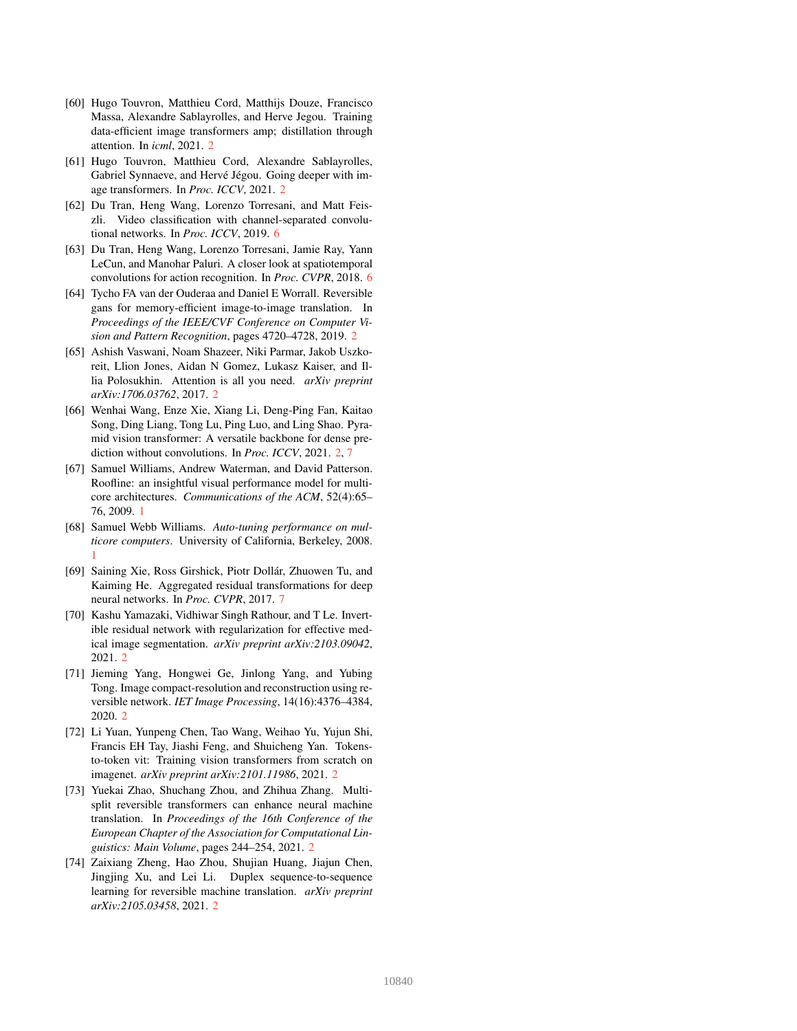[60] Hugo Touvron, Matthieu Cord, Matthijs Douze, Francisco Massa, Alexandre Sablayrolles, and Herve Jegou. Training data-efficient image transformers amp; distillation through attention. In *icml*, 2021. 2

[61] Hugo Touvron, Matthieu Cord, Alexandre Sablayrolles, Gabriel Synnaeve, and Hervé Jégou. Going deeper with image transformers. In *Proc. ICCV*, 2021. 2

[62] Du Tran, Heng Wang, Lorenzo Torresani, and Matt Feiszli. Video classification with channel-separated convolutional networks. In *Proc. ICCV*, 2019. 6

[63] Du Tran, Heng Wang, Lorenzo Torresani, Jamie Ray, Yann LeCun, and Manohar Paluri. A closer look at spatiotemporal convolutions for action recognition. In *Proc. CVPR*, 2018. 6

[64] Tycho FA van der Ouderaa and Daniel E Worrall. Reversible gans for memory-efficient image-to-image translation. In *Proceedings of the IEEE/CVF Conference on Computer Vision and Pattern Recognition*, pages 4720–4728, 2019. 2

[65] Ashish Vaswani, Noam Shazeer, Niki Parmar, Jakob Uszkoreit, Llion Jones, Aidan N Gomez, Lukasz Kaiser, and Illia Polosukhin. Attention is all you need. *arXiv preprint arXiv:1706.03762*, 2017. 2

[66] Wenhai Wang, Enze Xie, Xiang Li, Deng-Ping Fan, Kaitao Song, Ding Liang, Tong Lu, Ping Luo, and Ling Shao. Pyramid vision transformer: A versatile backbone for dense prediction without convolutions. In *Proc. ICCV*, 2021. 2, 7

[67] Samuel Williams, Andrew Waterman, and David Patterson. Roofline: an insightful visual performance model for multicore architectures. *Communications of the ACM*, 52(4):65–76, 2009. 1

[68] Samuel Webb Williams. *Auto-tuning performance on multicore computers*. University of California, Berkeley, 2008. 1

[69] Saining Xie, Ross Girshick, Piotr Dollár, Zhuowen Tu, and Kaiming He. Aggregated residual transformations for deep neural networks. In *Proc. CVPR*, 2017. 7

[70] Kashu Yamazaki, Vidhiwar Singh Rathour, and T Le. Invertible residual network with regularization for effective medical image segmentation. *arXiv preprint arXiv:2103.09042*, 2021. 2

[71] Jieming Yang, Hongwei Ge, Jinlong Yang, and Yubing Tong. Image compact-resolution and reconstruction using reversible network. *IET Image Processing*, 14(16):4376–4384, 2020. 2

[72] Li Yuan, Yunpeng Chen, Tao Wang, Weihao Yu, Yujun Shi, Francis EH Tay, Jiashi Feng, and Shuicheng Yan. Tokens-to-token vit: Training vision transformers from scratch on imagenet. *arXiv preprint arXiv:2101.11986*, 2021. 2

[73] Yuekai Zhao, Shuchang Zhou, and Zhihua Zhang. Multi-split reversible transformers can enhance neural machine translation. In *Proceedings of the 16th Conference of the European Chapter of the Association for Computational Linguistics: Main Volume*, pages 244–254, 2021. 2

[74] Zaixiang Zheng, Hao Zhou, Shujian Huang, Jiajun Chen, Jingjing Xu, and Lei Li. Duplex sequence-to-sequence learning for reversible machine translation. *arXiv preprint arXiv:2105.03458*, 2021. 2